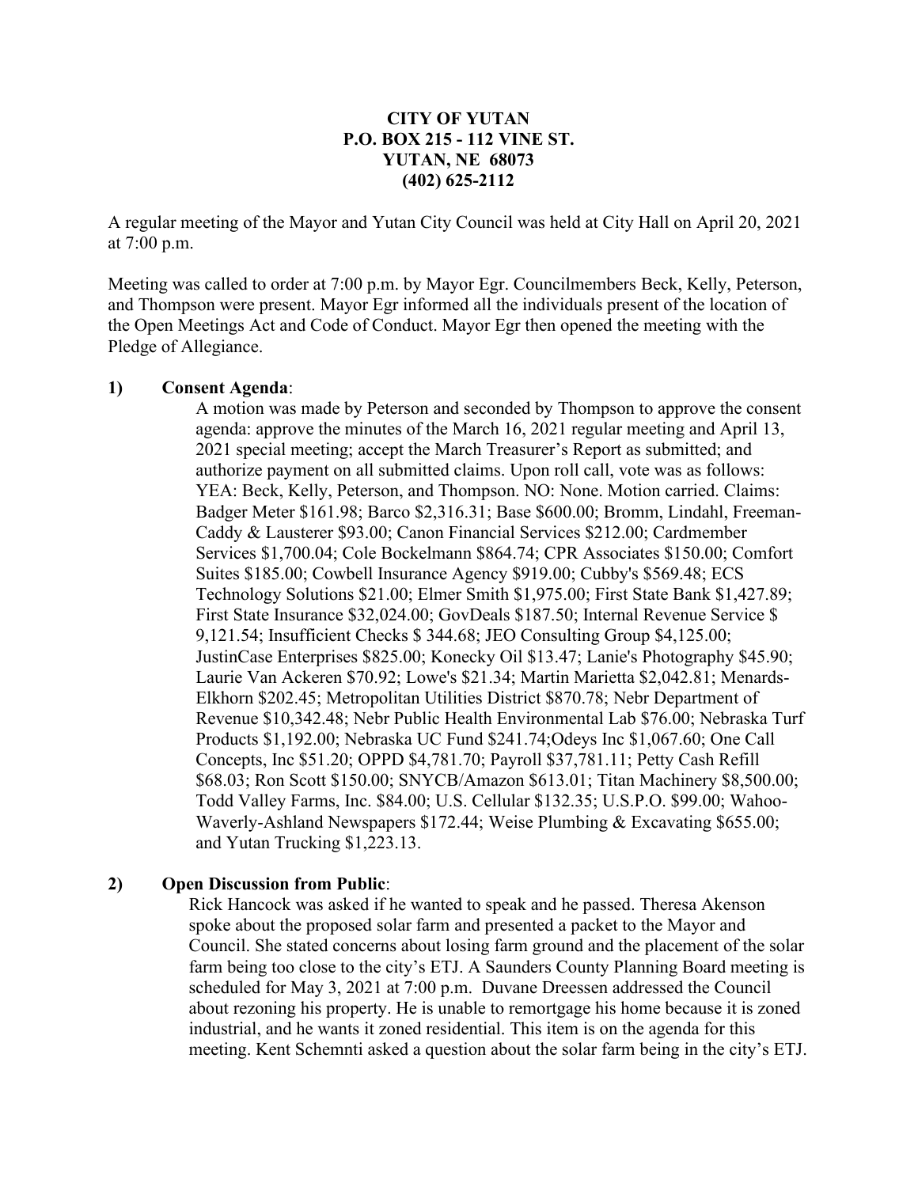**CITY OF YUTAN**
**P.O. BOX 215 - 112 VINE ST.**
**YUTAN, NE 68073**
**(402) 625-2112**

A regular meeting of the Mayor and Yutan City Council was held at City Hall on April 20, 2021 at 7:00 p.m.

Meeting was called to order at 7:00 p.m. by Mayor Egr. Councilmembers Beck, Kelly, Peterson, and Thompson were present. Mayor Egr informed all the individuals present of the location of the Open Meetings Act and Code of Conduct. Mayor Egr then opened the meeting with the Pledge of Allegiance.

**1) Consent Agenda**:

A motion was made by Peterson and seconded by Thompson to approve the consent agenda: approve the minutes of the March 16, 2021 regular meeting and April 13, 2021 special meeting; accept the March Treasurer's Report as submitted; and authorize payment on all submitted claims. Upon roll call, vote was as follows: YEA: Beck, Kelly, Peterson, and Thompson. NO: None. Motion carried. Claims: Badger Meter $161.98; Barco $2,316.31; Base $600.00; Bromm, Lindahl, Freeman-Caddy & Lausterer $93.00; Canon Financial Services $212.00; Cardmember Services $1,700.04; Cole Bockelmann $864.74; CPR Associates $150.00; Comfort Suites $185.00; Cowbell Insurance Agency $919.00; Cubby's $569.48; ECS Technology Solutions $21.00; Elmer Smith $1,975.00; First State Bank $1,427.89; First State Insurance $32,024.00; GovDeals $187.50; Internal Revenue Service $ 9,121.54; Insufficient Checks $ 344.68; JEO Consulting Group $4,125.00; JustinCase Enterprises $825.00; Konecky Oil $13.47; Lanie's Photography $45.90; Laurie Van Ackeren $70.92; Lowe's $21.34; Martin Marietta $2,042.81; Menards-Elkhorn $202.45; Metropolitan Utilities District $870.78; Nebr Department of Revenue $10,342.48; Nebr Public Health Environmental Lab $76.00; Nebraska Turf Products $1,192.00; Nebraska UC Fund $241.74;Odeys Inc $1,067.60; One Call Concepts, Inc $51.20; OPPD $4,781.70; Payroll $37,781.11; Petty Cash Refill $68.03; Ron Scott $150.00; SNYCB/Amazon $613.01; Titan Machinery $8,500.00; Todd Valley Farms, Inc. $84.00; U.S. Cellular $132.35; U.S.P.O. $99.00; Wahoo-Waverly-Ashland Newspapers $172.44; Weise Plumbing & Excavating $655.00; and Yutan Trucking $1,223.13.

**2) Open Discussion from Public**:

Rick Hancock was asked if he wanted to speak and he passed. Theresa Akenson spoke about the proposed solar farm and presented a packet to the Mayor and Council. She stated concerns about losing farm ground and the placement of the solar farm being too close to the city's ETJ. A Saunders County Planning Board meeting is scheduled for May 3, 2021 at 7:00 p.m. Duvane Dreessen addressed the Council about rezoning his property. He is unable to remortgage his home because it is zoned industrial, and he wants it zoned residential. This item is on the agenda for this meeting. Kent Schemnti asked a question about the solar farm being in the city's ETJ.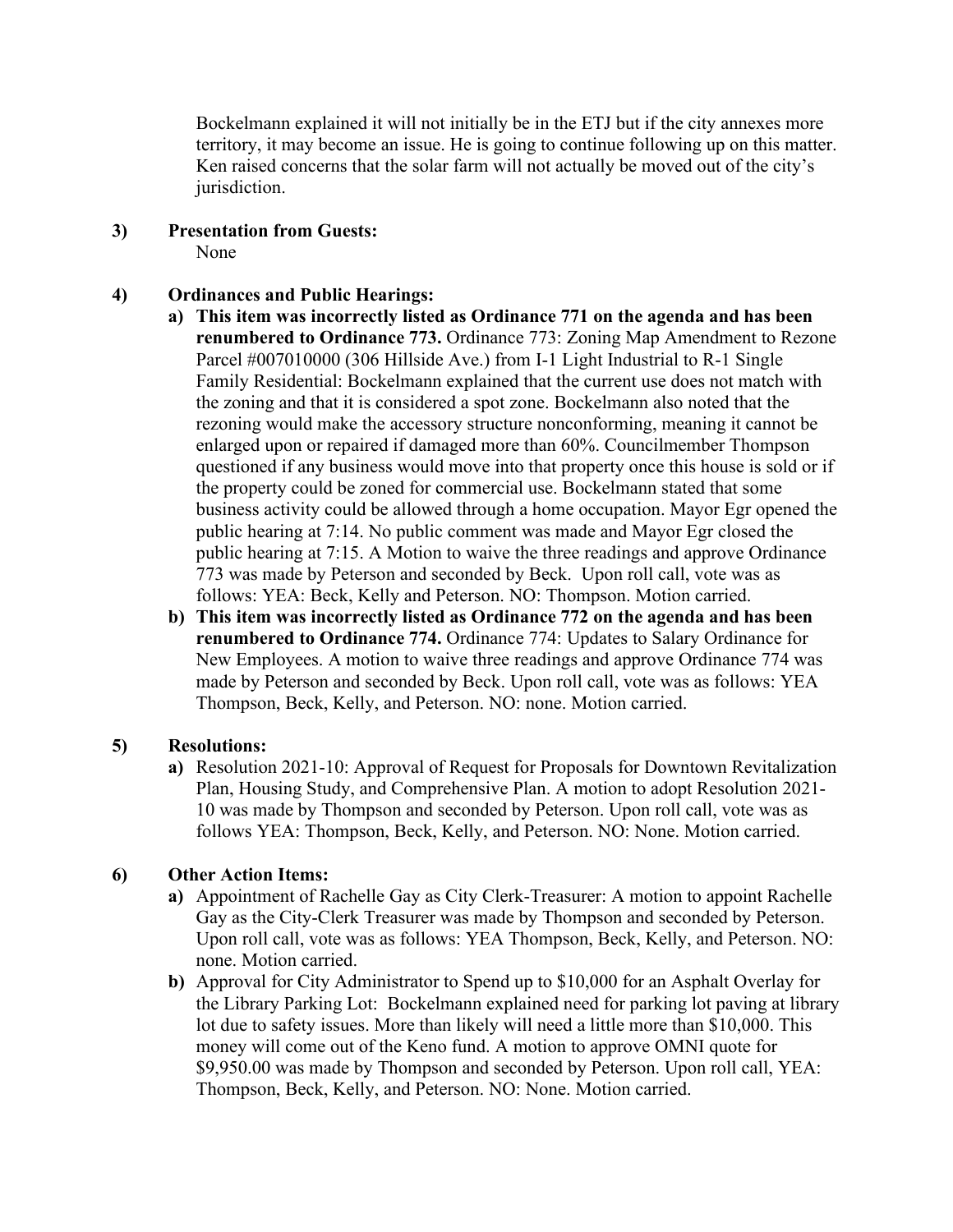Bockelmann explained it will not initially be in the ETJ but if the city annexes more territory, it may become an issue. He is going to continue following up on this matter. Ken raised concerns that the solar farm will not actually be moved out of the city's jurisdiction.

**3) Presentation from Guests:**

None

**4) Ordinances and Public Hearings:**

a) **This item was incorrectly listed as Ordinance 771 on the agenda and has been renumbered to Ordinance 773.** Ordinance 773: Zoning Map Amendment to Rezone Parcel #007010000 (306 Hillside Ave.) from I-1 Light Industrial to R-1 Single Family Residential: Bockelmann explained that the current use does not match with the zoning and that it is considered a spot zone. Bockelmann also noted that the rezoning would make the accessory structure nonconforming, meaning it cannot be enlarged upon or repaired if damaged more than 60%. Councilmember Thompson questioned if any business would move into that property once this house is sold or if the property could be zoned for commercial use. Bockelmann stated that some business activity could be allowed through a home occupation. Mayor Egr opened the public hearing at 7:14. No public comment was made and Mayor Egr closed the public hearing at 7:15. A Motion to waive the three readings and approve Ordinance 773 was made by Peterson and seconded by Beck. Upon roll call, vote was as follows: YEA: Beck, Kelly and Peterson. NO: Thompson. Motion carried.

b) **This item was incorrectly listed as Ordinance 772 on the agenda and has been renumbered to Ordinance 774.** Ordinance 774: Updates to Salary Ordinance for New Employees. A motion to waive three readings and approve Ordinance 774 was made by Peterson and seconded by Beck. Upon roll call, vote was as follows: YEA Thompson, Beck, Kelly, and Peterson. NO: none. Motion carried.

**5) Resolutions:**

a) Resolution 2021-10: Approval of Request for Proposals for Downtown Revitalization Plan, Housing Study, and Comprehensive Plan. A motion to adopt Resolution 2021-10 was made by Thompson and seconded by Peterson. Upon roll call, vote was as follows YEA: Thompson, Beck, Kelly, and Peterson. NO: None. Motion carried.

**6) Other Action Items:**

a) Appointment of Rachelle Gay as City Clerk-Treasurer: A motion to appoint Rachelle Gay as the City-Clerk Treasurer was made by Thompson and seconded by Peterson. Upon roll call, vote was as follows: YEA Thompson, Beck, Kelly, and Peterson. NO: none. Motion carried.

b) Approval for City Administrator to Spend up to $10,000 for an Asphalt Overlay for the Library Parking Lot: Bockelmann explained need for parking lot paving at library lot due to safety issues. More than likely will need a little more than $10,000. This money will come out of the Keno fund. A motion to approve OMNI quote for $9,950.00 was made by Thompson and seconded by Peterson. Upon roll call, YEA: Thompson, Beck, Kelly, and Peterson. NO: None. Motion carried.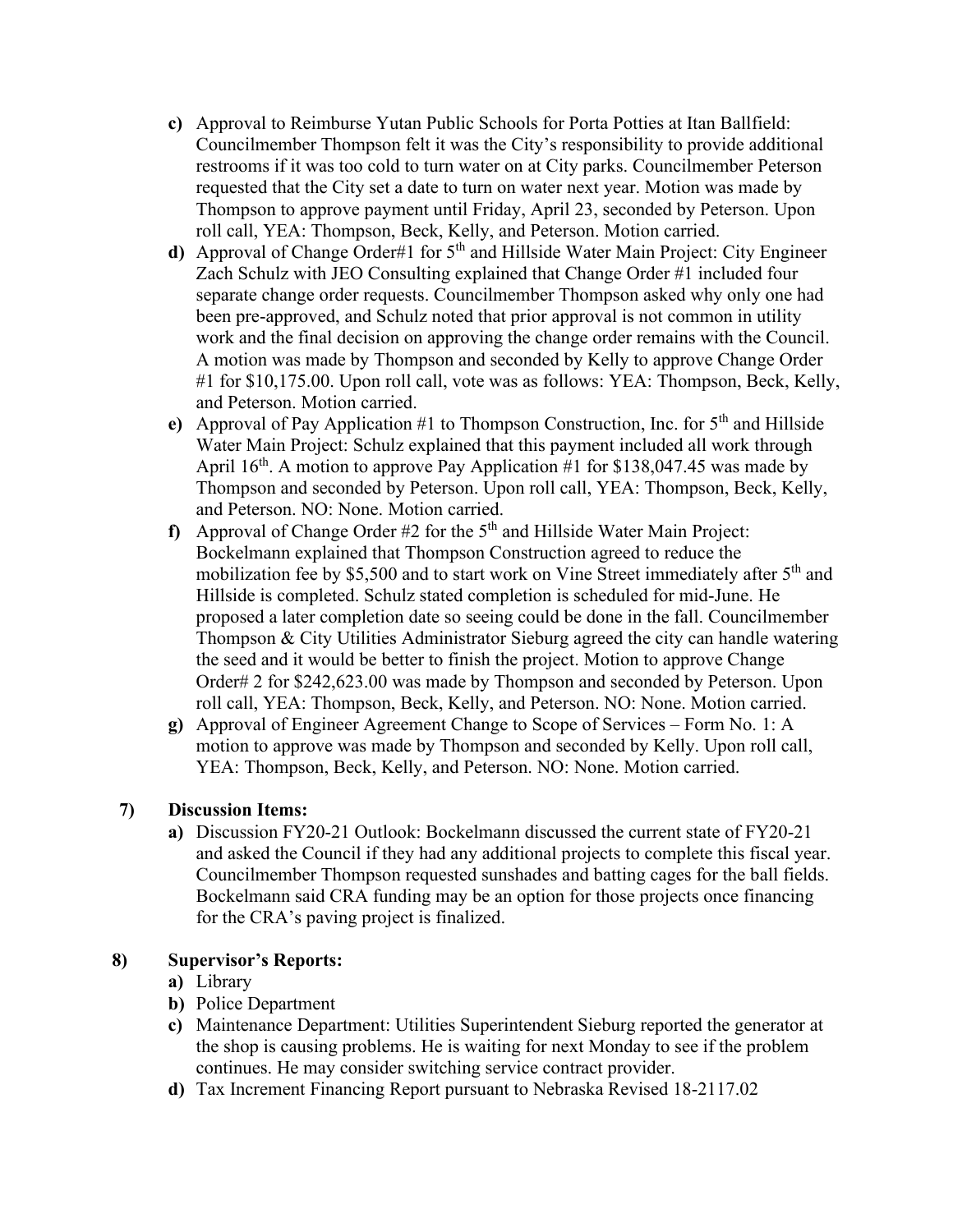c) Approval to Reimburse Yutan Public Schools for Porta Potties at Itan Ballfield: Councilmember Thompson felt it was the City's responsibility to provide additional restrooms if it was too cold to turn water on at City parks. Councilmember Peterson requested that the City set a date to turn on water next year. Motion was made by Thompson to approve payment until Friday, April 23, seconded by Peterson. Upon roll call, YEA: Thompson, Beck, Kelly, and Peterson. Motion carried.

d) Approval of Change Order#1 for 5th and Hillside Water Main Project: City Engineer Zach Schulz with JEO Consulting explained that Change Order #1 included four separate change order requests. Councilmember Thompson asked why only one had been pre-approved, and Schulz noted that prior approval is not common in utility work and the final decision on approving the change order remains with the Council. A motion was made by Thompson and seconded by Kelly to approve Change Order #1 for $10,175.00. Upon roll call, vote was as follows: YEA: Thompson, Beck, Kelly, and Peterson. Motion carried.

e) Approval of Pay Application #1 to Thompson Construction, Inc. for 5th and Hillside Water Main Project: Schulz explained that this payment included all work through April 16th. A motion to approve Pay Application #1 for $138,047.45 was made by Thompson and seconded by Peterson. Upon roll call, YEA: Thompson, Beck, Kelly, and Peterson. NO: None. Motion carried.

f) Approval of Change Order #2 for the 5th and Hillside Water Main Project: Bockelmann explained that Thompson Construction agreed to reduce the mobilization fee by $5,500 and to start work on Vine Street immediately after 5th and Hillside is completed. Schulz stated completion is scheduled for mid-June. He proposed a later completion date so seeing could be done in the fall. Councilmember Thompson & City Utilities Administrator Sieburg agreed the city can handle watering the seed and it would be better to finish the project. Motion to approve Change Order# 2 for $242,623.00 was made by Thompson and seconded by Peterson. Upon roll call, YEA: Thompson, Beck, Kelly, and Peterson. NO: None. Motion carried.

g) Approval of Engineer Agreement Change to Scope of Services – Form No. 1: A motion to approve was made by Thompson and seconded by Kelly. Upon roll call, YEA: Thompson, Beck, Kelly, and Peterson. NO: None. Motion carried.

**7) Discussion Items:**

a) Discussion FY20-21 Outlook: Bockelmann discussed the current state of FY20-21 and asked the Council if they had any additional projects to complete this fiscal year. Councilmember Thompson requested sunshades and batting cages for the ball fields. Bockelmann said CRA funding may be an option for those projects once financing for the CRA's paving project is finalized.

**8) Supervisor's Reports:**

a) Library

b) Police Department

c) Maintenance Department: Utilities Superintendent Sieburg reported the generator at the shop is causing problems. He is waiting for next Monday to see if the problem continues. He may consider switching service contract provider.

d) Tax Increment Financing Report pursuant to Nebraska Revised 18-2117.02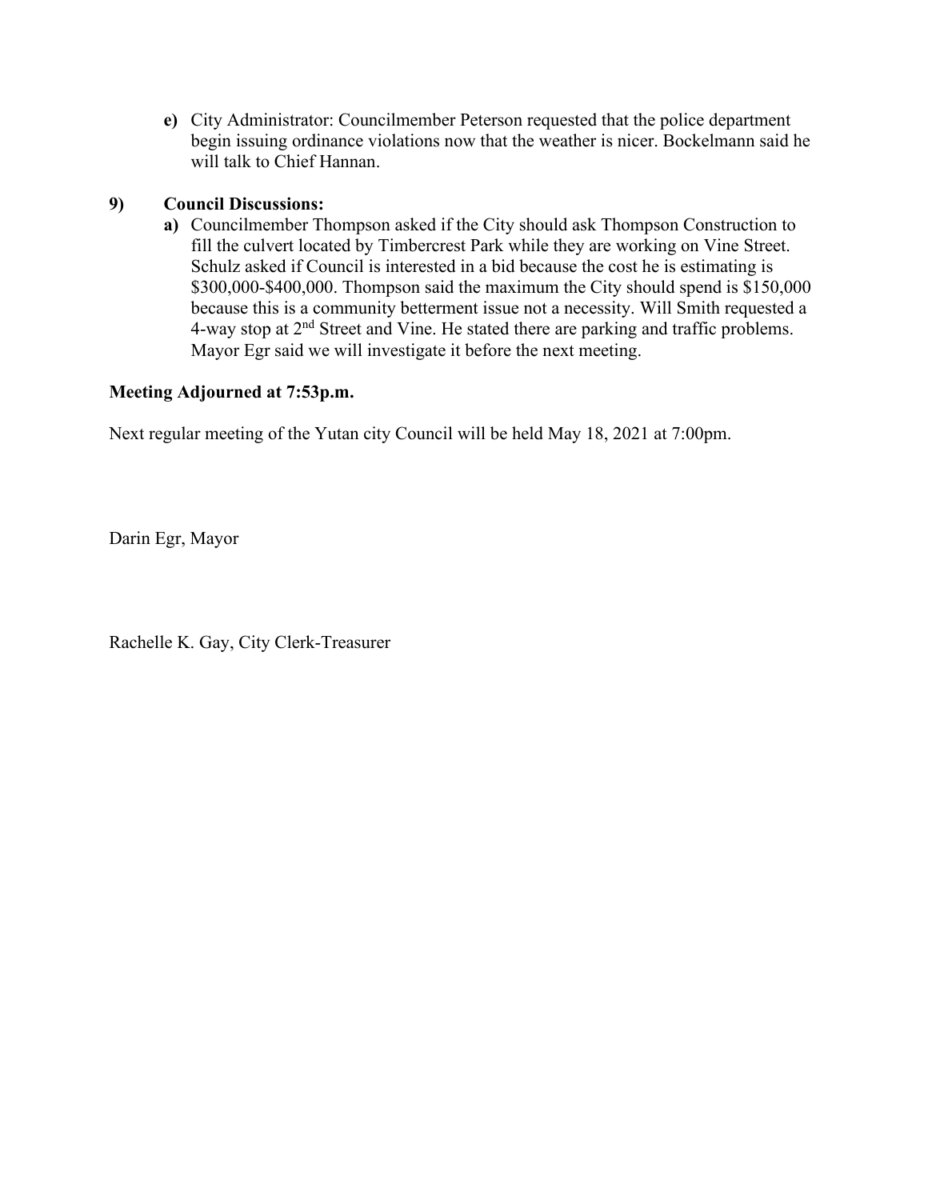e) City Administrator: Councilmember Peterson requested that the police department begin issuing ordinance violations now that the weather is nicer. Bockelmann said he will talk to Chief Hannan.

**9) Council Discussions:**

**a)** Councilmember Thompson asked if the City should ask Thompson Construction to fill the culvert located by Timbercrest Park while they are working on Vine Street. Schulz asked if Council is interested in a bid because the cost he is estimating is $300,000-$400,000. Thompson said the maximum the City should spend is $150,000 because this is a community betterment issue not a necessity. Will Smith requested a 4-way stop at 2nd Street and Vine. He stated there are parking and traffic problems. Mayor Egr said we will investigate it before the next meeting.

**Meeting Adjourned at 7:53p.m.**

Next regular meeting of the Yutan city Council will be held May 18, 2021 at 7:00pm.

Darin Egr, Mayor

Rachelle K. Gay, City Clerk-Treasurer